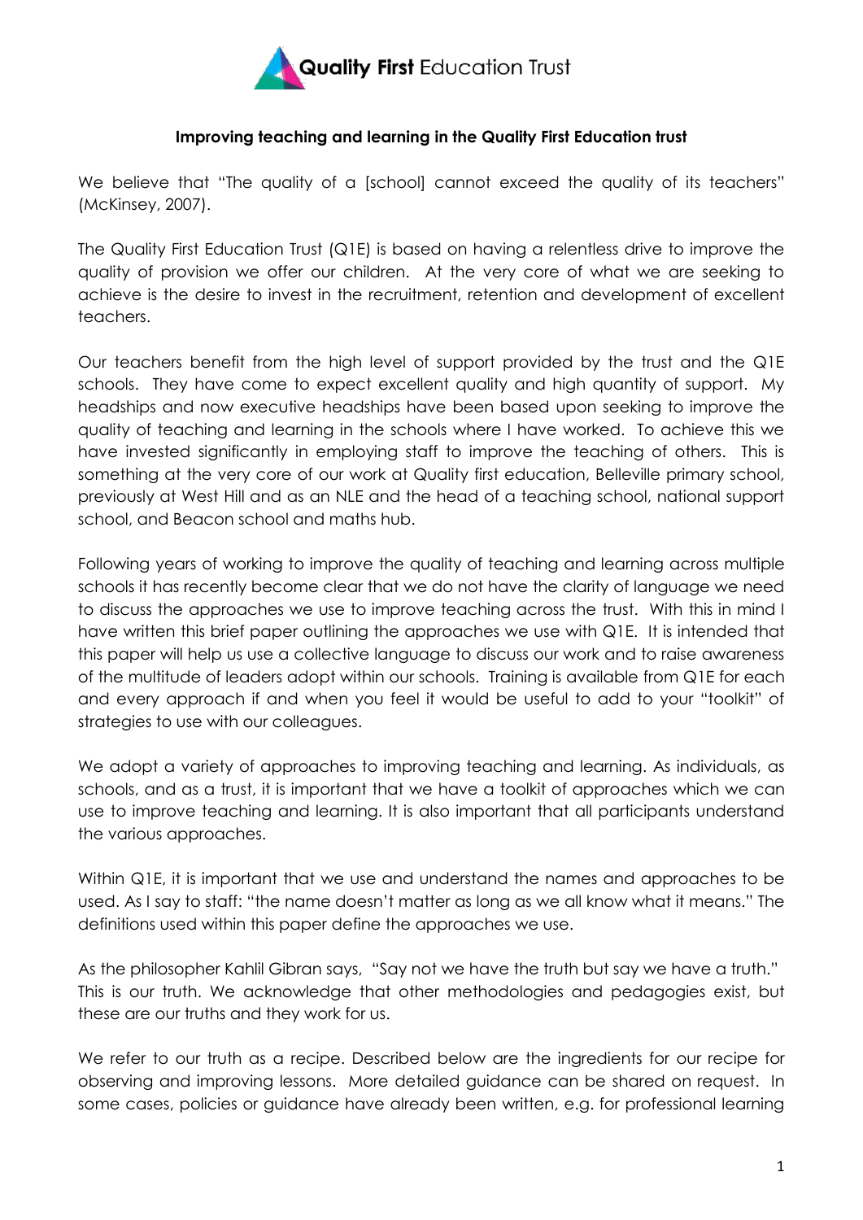**Quality First** Education Trust

## Improving teaching and learning in the Quality First Education trust

We believe that "The quality of a [school] cannot exceed the quality of its teachers" (McKinsey, 2007).

The Quality First Education Trust (Q1E) is based on having a relentless drive to improve the quality of provision we offer our children. At the very core of what we are seeking to achieve is the desire to invest in the recruitment, retention and development of excellent teachers.

Our teachers benefit from the high level of support provided by the trust and the Q1E schools. They have come to expect excellent quality and high quantity of support. My headships and now executive headships have been based upon seeking to improve the quality of teaching and learning in the schools where I have worked. To achieve this we have invested significantly in employing staff to improve the teaching of others. This is something at the very core of our work at Quality first education, Belleville primary school, previously at West Hill and as an NLE and the head of a teaching school, national support school, and Beacon school and maths hub.

Following years of working to improve the quality of teaching and learning across multiple schools it has recently become clear that we do not have the clarity of language we need to discuss the approaches we use to improve teaching across the trust. With this in mind I have written this brief paper outlining the approaches we use with Q1E. It is intended that this paper will help us use a collective language to discuss our work and to raise awareness of the multitude of leaders adopt within our schools. Training is available from Q1E for each and every approach if and when you feel it would be useful to add to your "toolkit" of strategies to use with our colleagues.

We adopt a variety of approaches to improving teaching and learning. As individuals, as schools, and as a trust, it is important that we have a toolkit of approaches which we can use to improve teaching and learning. It is also important that all participants understand the various approaches.

Within Q1E, it is important that we use and understand the names and approaches to be used. As I say to staff: "the name doesn't matter as long as we all know what it means." The definitions used within this paper define the approaches we use.

As the philosopher Kahlil Gibran says, "Say not we have the truth but say we have a truth." This is our truth. We acknowledge that other methodologies and pedagogies exist, but these are our truths and they work for us.

We refer to our truth as a recipe. Described below are the ingredients for our recipe for observing and improving lessons. More detailed guidance can be shared on request. In some cases, policies or guidance have already been written, e.g. for professional learning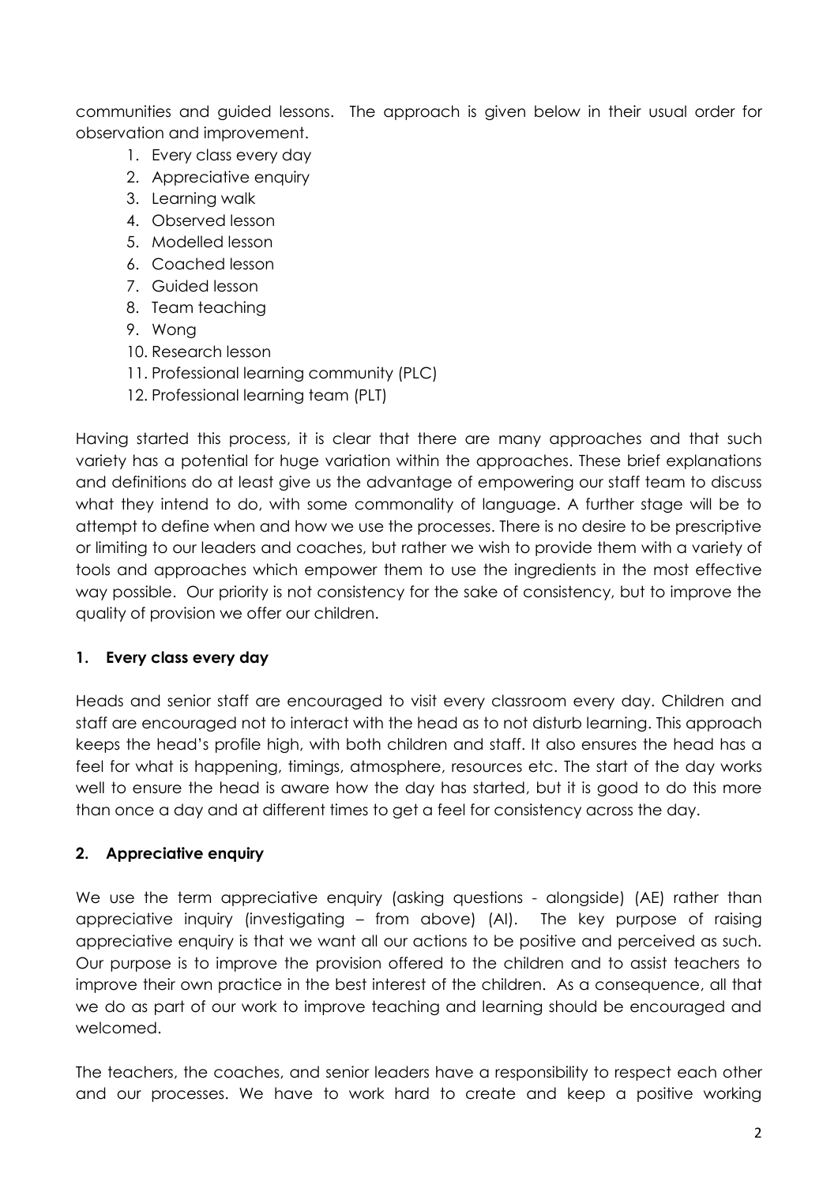communities and guided lessons. The approach is given below in their usual order for observation and improvement.

1. Every class every day
2. Appreciative enquiry
3. Learning walk
4. Observed lesson
5. Modelled lesson
6. Coached lesson
7. Guided lesson
8. Team teaching
9. Wong
10. Research lesson
11. Professional learning community (PLC)
12. Professional learning team (PLT)

Having started this process, it is clear that there are many approaches and that such variety has a potential for huge variation within the approaches. These brief explanations and definitions do at least give us the advantage of empowering our staff team to discuss what they intend to do, with some commonality of language. A further stage will be to attempt to define when and how we use the processes. There is no desire to be prescriptive or limiting to our leaders and coaches, but rather we wish to provide them with a variety of tools and approaches which empower them to use the ingredients in the most effective way possible. Our priority is not consistency for the sake of consistency, but to improve the quality of provision we offer our children.

### 1. Every class every day

Heads and senior staff are encouraged to visit every classroom every day. Children and staff are encouraged not to interact with the head as to not disturb learning. This approach keeps the head's profile high, with both children and staff. It also ensures the head has a feel for what is happening, timings, atmosphere, resources etc. The start of the day works well to ensure the head is aware how the day has started, but it is good to do this more than once a day and at different times to get a feel for consistency across the day.

### 2. Appreciative enquiry

We use the term appreciative enquiry (asking questions - alongside) (AE) rather than appreciative inquiry (investigating – from above) (AI). The key purpose of raising appreciative enquiry is that we want all our actions to be positive and perceived as such. Our purpose is to improve the provision offered to the children and to assist teachers to improve their own practice in the best interest of the children. As a consequence, all that we do as part of our work to improve teaching and learning should be encouraged and welcomed.

The teachers, the coaches, and senior leaders have a responsibility to respect each other and our processes. We have to work hard to create and keep a positive working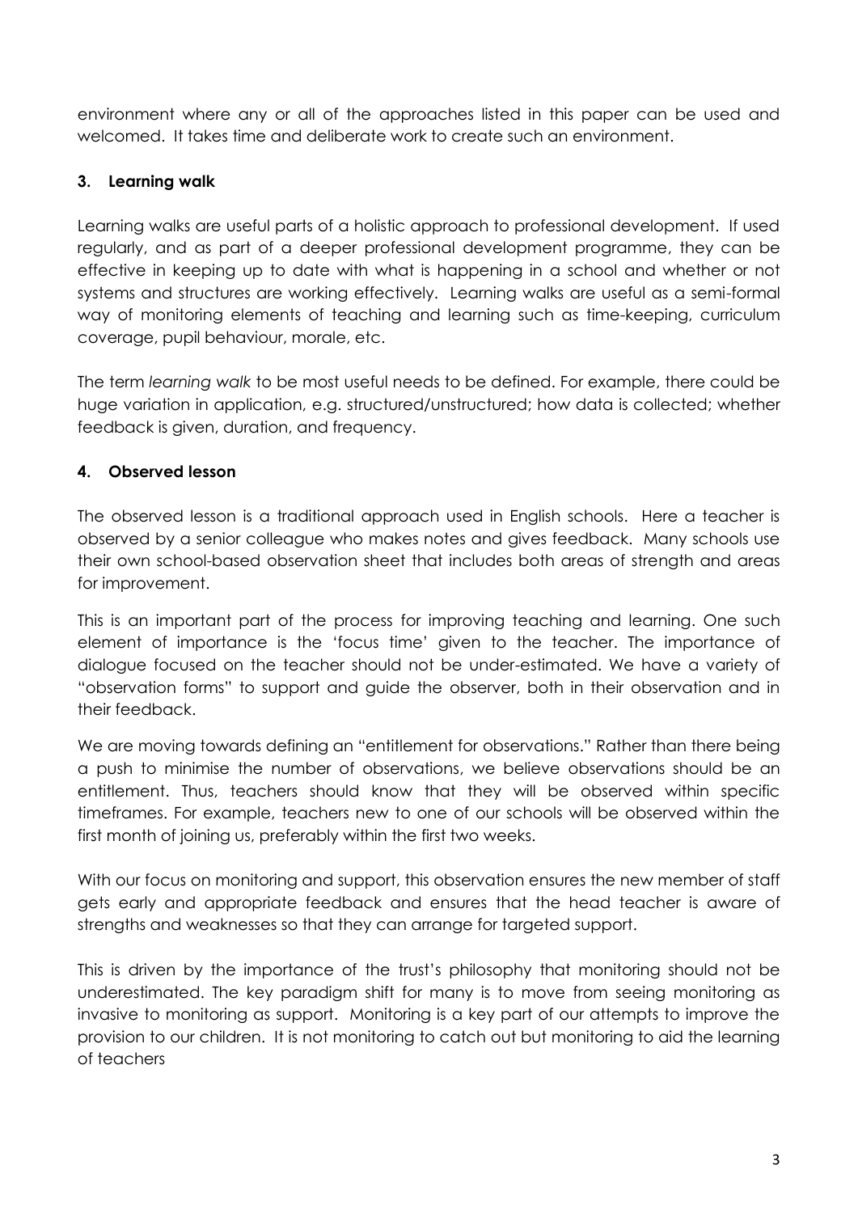environment where any or all of the approaches listed in this paper can be used and welcomed. It takes time and deliberate work to create such an environment.

### 3. Learning walk

Learning walks are useful parts of a holistic approach to professional development. If used regularly, and as part of a deeper professional development programme, they can be effective in keeping up to date with what is happening in a school and whether or not systems and structures are working effectively. Learning walks are useful as a semi-formal way of monitoring elements of teaching and learning such as time-keeping, curriculum coverage, pupil behaviour, morale, etc.

The term *learning walk* to be most useful needs to be defined. For example, there could be huge variation in application, e.g. structured/unstructured; how data is collected; whether feedback is given, duration, and frequency.

### 4. Observed lesson

The observed lesson is a traditional approach used in English schools. Here a teacher is observed by a senior colleague who makes notes and gives feedback. Many schools use their own school-based observation sheet that includes both areas of strength and areas for improvement.

This is an important part of the process for improving teaching and learning. One such element of importance is the 'focus time' given to the teacher. The importance of dialogue focused on the teacher should not be under-estimated. We have a variety of "observation forms" to support and guide the observer, both in their observation and in their feedback.

We are moving towards defining an "entitlement for observations." Rather than there being a push to minimise the number of observations, we believe observations should be an entitlement. Thus, teachers should know that they will be observed within specific timeframes. For example, teachers new to one of our schools will be observed within the first month of joining us, preferably within the first two weeks.

With our focus on monitoring and support, this observation ensures the new member of staff gets early and appropriate feedback and ensures that the head teacher is aware of strengths and weaknesses so that they can arrange for targeted support.

This is driven by the importance of the trust's philosophy that monitoring should not be underestimated. The key paradigm shift for many is to move from seeing monitoring as invasive to monitoring as support. Monitoring is a key part of our attempts to improve the provision to our children. It is not monitoring to catch out but monitoring to aid the learning of teachers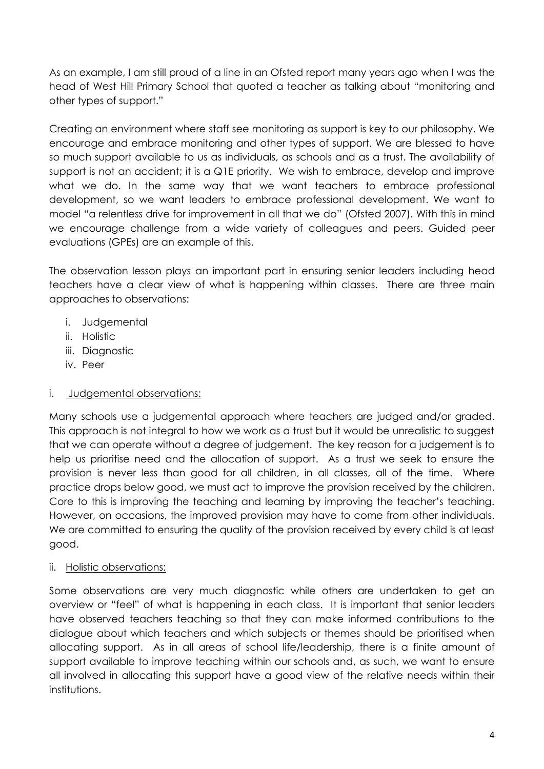As an example, I am still proud of a line in an Ofsted report many years ago when I was the head of West Hill Primary School that quoted a teacher as talking about "monitoring and other types of support."

Creating an environment where staff see monitoring as support is key to our philosophy. We encourage and embrace monitoring and other types of support. We are blessed to have so much support available to us as individuals, as schools and as a trust. The availability of support is not an accident; it is a Q1E priority. We wish to embrace, develop and improve what we do. In the same way that we want teachers to embrace professional development, so we want leaders to embrace professional development. We want to model "a relentless drive for improvement in all that we do" (Ofsted 2007). With this in mind we encourage challenge from a wide variety of colleagues and peers. Guided peer evaluations (GPEs) are an example of this.

The observation lesson plays an important part in ensuring senior leaders including head teachers have a clear view of what is happening within classes. There are three main approaches to observations:

i. Judgemental
ii. Holistic
iii. Diagnostic
iv. Peer

i. <u>Judgemental observations:</u>

Many schools use a judgemental approach where teachers are judged and/or graded. This approach is not integral to how we work as a trust but it would be unrealistic to suggest that we can operate without a degree of judgement. The key reason for a judgement is to help us prioritise need and the allocation of support. As a trust we seek to ensure the provision is never less than good for all children, in all classes, all of the time. Where practice drops below good, we must act to improve the provision received by the children. Core to this is improving the teaching and learning by improving the teacher's teaching. However, on occasions, the improved provision may have to come from other individuals. We are committed to ensuring the quality of the provision received by every child is at least good.

ii. <u>Holistic observations:</u>

Some observations are very much diagnostic while others are undertaken to get an overview or "feel" of what is happening in each class. It is important that senior leaders have observed teachers teaching so that they can make informed contributions to the dialogue about which teachers and which subjects or themes should be prioritised when allocating support. As in all areas of school life/leadership, there is a finite amount of support available to improve teaching within our schools and, as such, we want to ensure all involved in allocating this support have a good view of the relative needs within their institutions.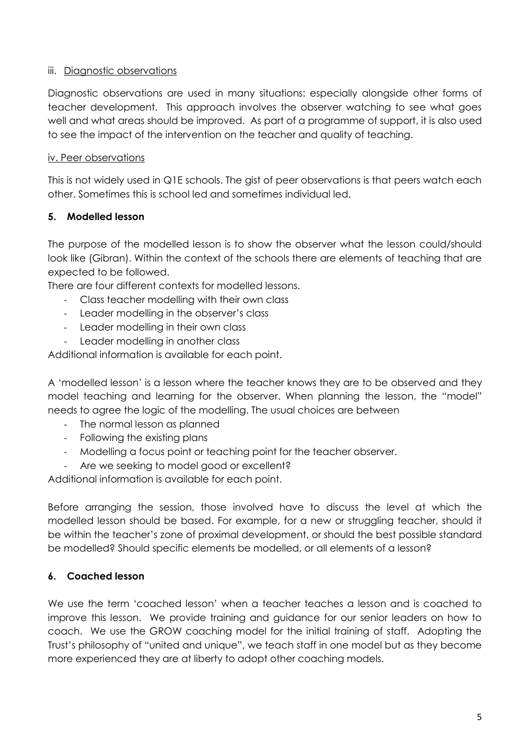iii. Diagnostic observations

Diagnostic observations are used in many situations: especially alongside other forms of teacher development. This approach involves the observer watching to see what goes well and what areas should be improved. As part of a programme of support, it is also used to see the impact of the intervention on the teacher and quality of teaching.

iv. Peer observations

This is not widely used in Q1E schools. The gist of peer observations is that peers watch each other. Sometimes this is school led and sometimes individual led.

### 5. Modelled lesson

The purpose of the modelled lesson is to show the observer what the lesson could/should look like (Gibran). Within the context of the schools there are elements of teaching that are expected to be followed.

There are four different contexts for modelled lessons.

- Class teacher modelling with their own class
- Leader modelling in the observer's class
- Leader modelling in their own class
- Leader modelling in another class

Additional information is available for each point.

A 'modelled lesson' is a lesson where the teacher knows they are to be observed and they model teaching and learning for the observer. When planning the lesson, the "model" needs to agree the logic of the modelling. The usual choices are between

- The normal lesson as planned
- Following the existing plans
- Modelling a focus point or teaching point for the teacher observer.
- Are we seeking to model good or excellent?

Additional information is available for each point.

Before arranging the session, those involved have to discuss the level at which the modelled lesson should be based. For example, for a new or struggling teacher, should it be within the teacher's zone of proximal development, or should the best possible standard be modelled? Should specific elements be modelled, or all elements of a lesson?

### 6. Coached lesson

We use the term 'coached lesson' when a teacher teaches a lesson and is coached to improve this lesson. We provide training and guidance for our senior leaders on how to coach. We use the GROW coaching model for the initial training of staff. Adopting the Trust's philosophy of "united and unique", we teach staff in one model but as they become more experienced they are at liberty to adopt other coaching models.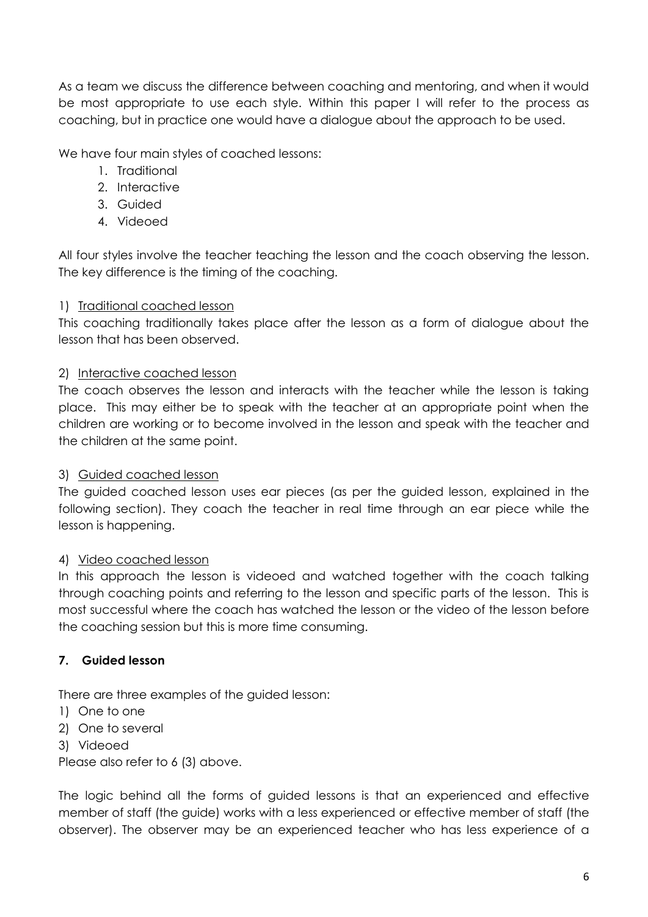As a team we discuss the difference between coaching and mentoring, and when it would be most appropriate to use each style. Within this paper I will refer to the process as coaching, but in practice one would have a dialogue about the approach to be used.

We have four main styles of coached lessons:

1. Traditional
2. Interactive
3. Guided
4. Videoed

All four styles involve the teacher teaching the lesson and the coach observing the lesson. The key difference is the timing of the coaching.

1) <u>Traditional coached lesson</u>

This coaching traditionally takes place after the lesson as a form of dialogue about the lesson that has been observed.

2) <u>Interactive coached lesson</u>

The coach observes the lesson and interacts with the teacher while the lesson is taking place. This may either be to speak with the teacher at an appropriate point when the children are working or to become involved in the lesson and speak with the teacher and the children at the same point.

3) <u>Guided coached lesson</u>

The guided coached lesson uses ear pieces (as per the guided lesson, explained in the following section). They coach the teacher in real time through an ear piece while the lesson is happening.

4) <u>Video coached lesson</u>

In this approach the lesson is videoed and watched together with the coach talking through coaching points and referring to the lesson and specific parts of the lesson. This is most successful where the coach has watched the lesson or the video of the lesson before the coaching session but this is more time consuming.

## 7. Guided lesson

There are three examples of the guided lesson:

1) One to one
2) One to several
3) Videoed

Please also refer to 6 (3) above.

The logic behind all the forms of guided lessons is that an experienced and effective member of staff (the guide) works with a less experienced or effective member of staff (the observer). The observer may be an experienced teacher who has less experience of a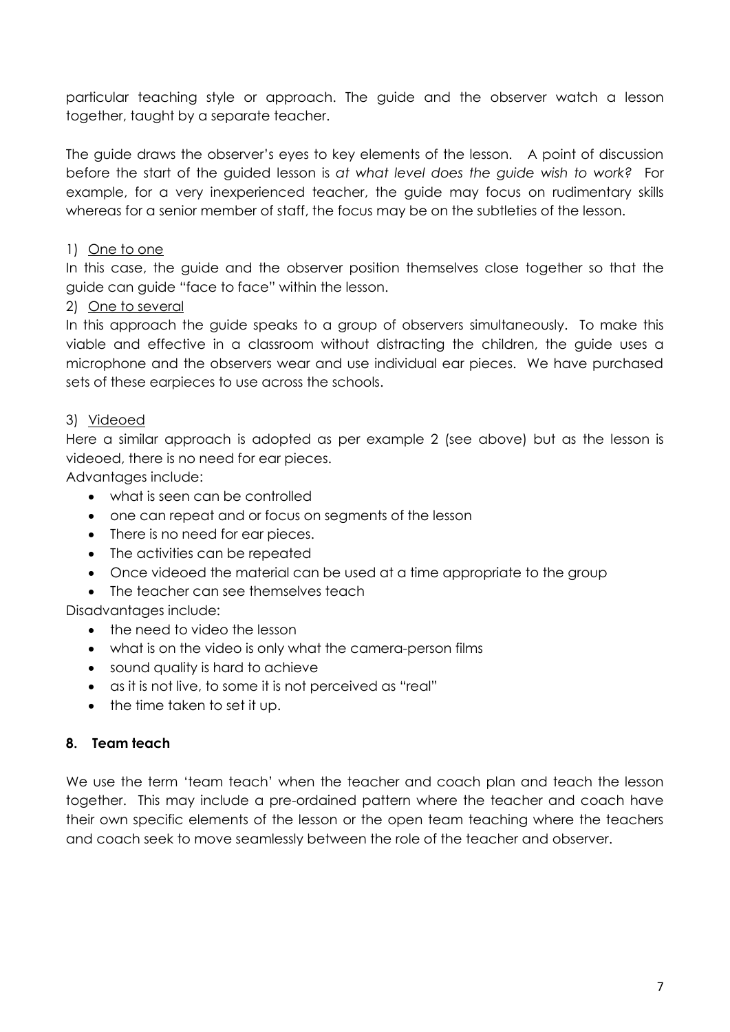particular teaching style or approach. The guide and the observer watch a lesson together, taught by a separate teacher.

The guide draws the observer's eyes to key elements of the lesson. A point of discussion before the start of the guided lesson is *at what level does the guide wish to work?* For example, for a very inexperienced teacher, the guide may focus on rudimentary skills whereas for a senior member of staff, the focus may be on the subtleties of the lesson.

1) <u>One to one</u>

In this case, the guide and the observer position themselves close together so that the guide can guide "face to face" within the lesson.

2) <u>One to several</u>

In this approach the guide speaks to a group of observers simultaneously. To make this viable and effective in a classroom without distracting the children, the guide uses a microphone and the observers wear and use individual ear pieces. We have purchased sets of these earpieces to use across the schools.

3) <u>Videoed</u>

Here a similar approach is adopted as per example 2 (see above) but as the lesson is videoed, there is no need for ear pieces.

Advantages include:

- what is seen can be controlled
- one can repeat and or focus on segments of the lesson
- There is no need for ear pieces.
- The activities can be repeated
- Once videoed the material can be used at a time appropriate to the group
- The teacher can see themselves teach

Disadvantages include:

- the need to video the lesson
- what is on the video is only what the camera-person films
- sound quality is hard to achieve
- as it is not live, to some it is not perceived as "real"
- the time taken to set it up.

## 8. Team teach

We use the term 'team teach' when the teacher and coach plan and teach the lesson together. This may include a pre-ordained pattern where the teacher and coach have their own specific elements of the lesson or the open team teaching where the teachers and coach seek to move seamlessly between the role of the teacher and observer.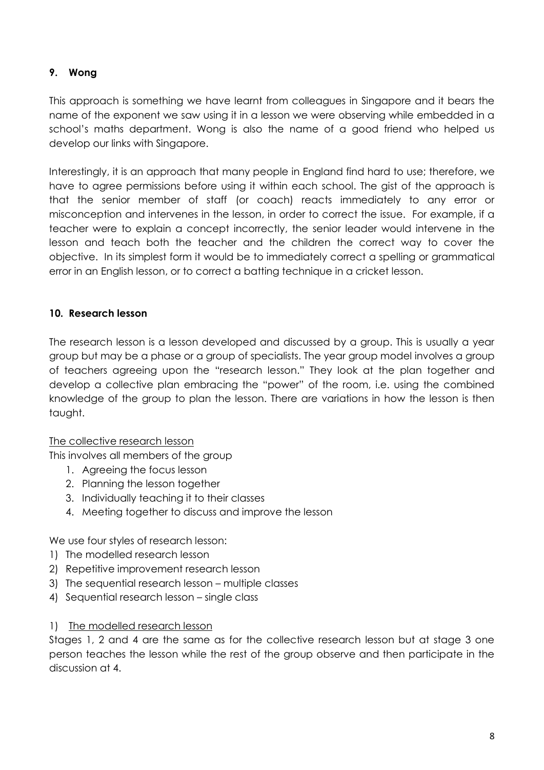**9. Wong**

This approach is something we have learnt from colleagues in Singapore and it bears the name of the exponent we saw using it in a lesson we were observing while embedded in a school's maths department. Wong is also the name of a good friend who helped us develop our links with Singapore.

Interestingly, it is an approach that many people in England find hard to use; therefore, we have to agree permissions before using it within each school. The gist of the approach is that the senior member of staff (or coach) reacts immediately to any error or misconception and intervenes in the lesson, in order to correct the issue. For example, if a teacher were to explain a concept incorrectly, the senior leader would intervene in the lesson and teach both the teacher and the children the correct way to cover the objective. In its simplest form it would be to immediately correct a spelling or grammatical error in an English lesson, or to correct a batting technique in a cricket lesson.

**10. Research lesson**

The research lesson is a lesson developed and discussed by a group. This is usually a year group but may be a phase or a group of specialists. The year group model involves a group of teachers agreeing upon the "research lesson." They look at the plan together and develop a collective plan embracing the "power" of the room, i.e. using the combined knowledge of the group to plan the lesson. There are variations in how the lesson is then taught.

<u>The collective research lesson</u>

This involves all members of the group

1. Agreeing the focus lesson
2. Planning the lesson together
3. Individually teaching it to their classes
4. Meeting together to discuss and improve the lesson

We use four styles of research lesson:

1) The modelled research lesson
2) Repetitive improvement research lesson
3) The sequential research lesson – multiple classes
4) Sequential research lesson – single class

1) <u>The modelled research lesson</u>

Stages 1, 2 and 4 are the same as for the collective research lesson but at stage 3 one person teaches the lesson while the rest of the group observe and then participate in the discussion at 4.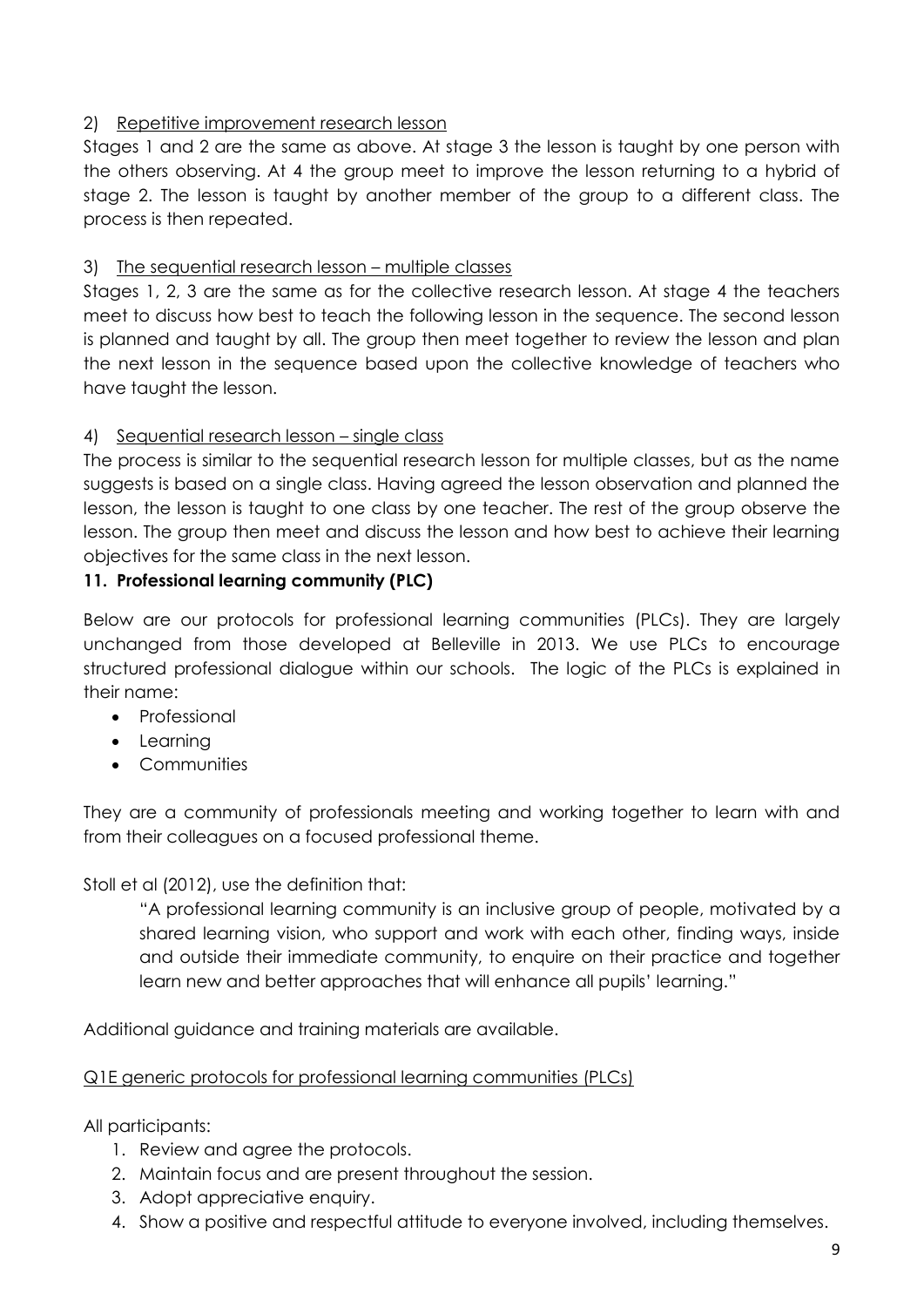2) Repetitive improvement research lesson

Stages 1 and 2 are the same as above. At stage 3 the lesson is taught by one person with the others observing. At 4 the group meet to improve the lesson returning to a hybrid of stage 2. The lesson is taught by another member of the group to a different class. The process is then repeated.

3) The sequential research lesson – multiple classes

Stages 1, 2, 3 are the same as for the collective research lesson. At stage 4 the teachers meet to discuss how best to teach the following lesson in the sequence. The second lesson is planned and taught by all. The group then meet together to review the lesson and plan the next lesson in the sequence based upon the collective knowledge of teachers who have taught the lesson.

4) Sequential research lesson – single class

The process is similar to the sequential research lesson for multiple classes, but as the name suggests is based on a single class. Having agreed the lesson observation and planned the lesson, the lesson is taught to one class by one teacher. The rest of the group observe the lesson. The group then meet and discuss the lesson and how best to achieve their learning objectives for the same class in the next lesson.

## 11. Professional learning community (PLC)

Below are our protocols for professional learning communities (PLCs). They are largely unchanged from those developed at Belleville in 2013. We use PLCs to encourage structured professional dialogue within our schools. The logic of the PLCs is explained in their name:

- Professional
- Learning
- Communities

They are a community of professionals meeting and working together to learn with and from their colleagues on a focused professional theme.

Stoll et al (2012), use the definition that:

> "A professional learning community is an inclusive group of people, motivated by a shared learning vision, who support and work with each other, finding ways, inside and outside their immediate community, to enquire on their practice and together learn new and better approaches that will enhance all pupils' learning."

Additional guidance and training materials are available.

Q1E generic protocols for professional learning communities (PLCs)

All participants:

1. Review and agree the protocols.
2. Maintain focus and are present throughout the session.
3. Adopt appreciative enquiry.
4. Show a positive and respectful attitude to everyone involved, including themselves.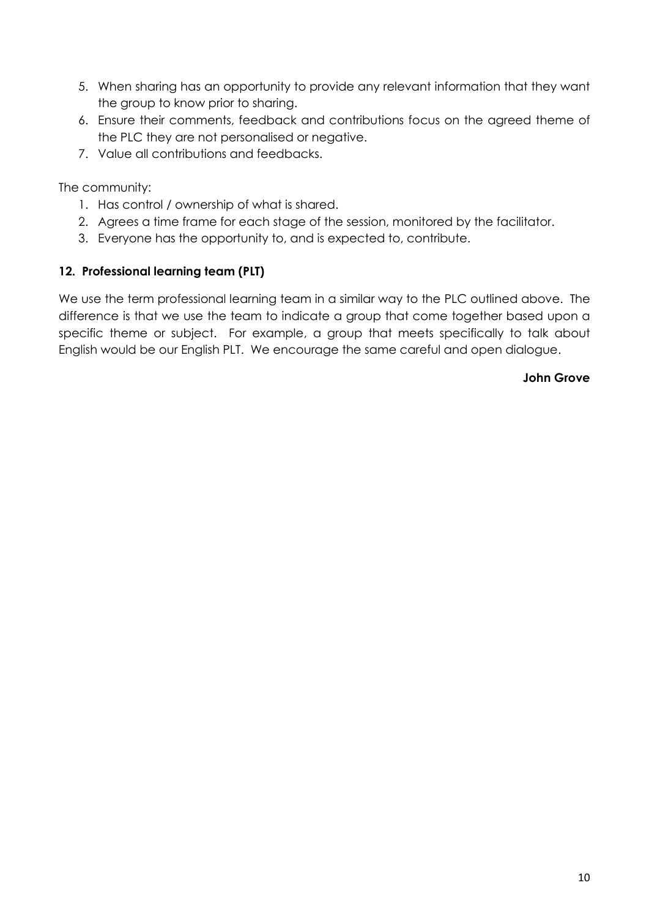5. When sharing has an opportunity to provide any relevant information that they want the group to know prior to sharing.
6. Ensure their comments, feedback and contributions focus on the agreed theme of the PLC they are not personalised or negative.
7. Value all contributions and feedbacks.

The community:

1. Has control / ownership of what is shared.
2. Agrees a time frame for each stage of the session, monitored by the facilitator.
3. Everyone has the opportunity to, and is expected to, contribute.

**12. Professional learning team (PLT)**

We use the term professional learning team in a similar way to the PLC outlined above. The difference is that we use the team to indicate a group that come together based upon a specific theme or subject. For example, a group that meets specifically to talk about English would be our English PLT. We encourage the same careful and open dialogue.

**John Grove**